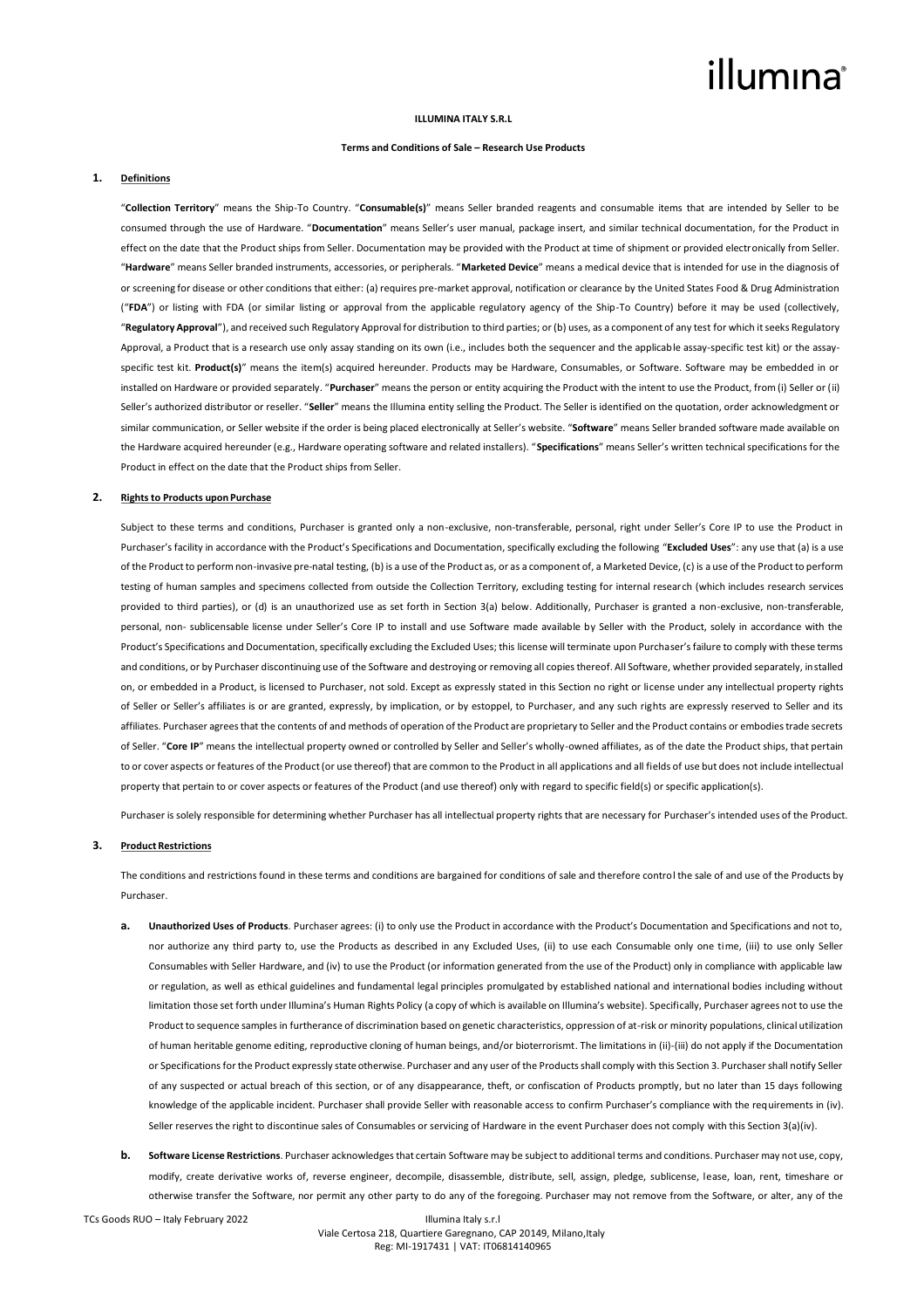**ILLUMINA ITALY S.R.L**

**Terms and Conditions of Sale – Research Use Products**

## 1. Definitions

"**Collection Territory**" means the Ship-To Country. "**Consumable(s)**" means Seller branded reagents and consumable items that are intended by Seller to be consumed through the use of Hardware. "**Documentation**" means Seller's user manual, package insert, and similar technical documentation, for the Product in effect on the date that the Product ships from Seller. Documentation may be provided with the Product at time of shipment or provided electronically from Seller. "**Hardware**" means Seller branded instruments, accessories, or peripherals. "**Marketed Device**" means a medical device that is intended for use in the diagnosis of or screening for disease or other conditions that either: (a) requires pre-market approval, notification or clearance by the United States Food & Drug Administration ("**FDA**") or listing with FDA (or similar listing or approval from the applicable regulatory agency of the Ship-To Country) before it may be used (collectively, "**Regulatory Approval**"), and received such Regulatory Approval for distribution to third parties; or (b) uses, as a component of any test for which it seeks Regulatory Approval, a Product that is a research use only assay standing on its own (i.e., includes both the sequencer and the applicable assay-specific test kit) or the assay-specific test kit. **Product(s)**" means the item(s) acquired hereunder. Products may be Hardware, Consumables, or Software. Software may be embedded in or installed on Hardware or provided separately. "**Purchaser**" means the person or entity acquiring the Product with the intent to use the Product, from (i) Seller or (ii) Seller's authorized distributor or reseller. "**Seller**" means the Illumina entity selling the Product. The Seller is identified on the quotation, order acknowledgment or similar communication, or Seller website if the order is being placed electronically at Seller's website. "**Software**" means Seller branded software made available on the Hardware acquired hereunder (e.g., Hardware operating software and related installers). "**Specifications**" means Seller's written technical specifications for the Product in effect on the date that the Product ships from Seller.

## 2. Rights to Products upon Purchase

Subject to these terms and conditions, Purchaser is granted only a non-exclusive, non-transferable, personal, right under Seller's Core IP to use the Product in Purchaser's facility in accordance with the Product's Specifications and Documentation, specifically excluding the following "**Excluded Uses**": any use that (a) is a use of the Product to perform non-invasive pre-natal testing, (b) is a use of the Product as, or as a component of, a Marketed Device, (c) is a use of the Product to perform testing of human samples and specimens collected from outside the Collection Territory, excluding testing for internal research (which includes research services provided to third parties), or (d) is an unauthorized use as set forth in Section 3(a) below. Additionally, Purchaser is granted a non-exclusive, non-transferable, personal, non- sublicensable license under Seller's Core IP to install and use Software made available by Seller with the Product, solely in accordance with the Product's Specifications and Documentation, specifically excluding the Excluded Uses; this license will terminate upon Purchaser's failure to comply with these terms and conditions, or by Purchaser discontinuing use of the Software and destroying or removing all copies thereof. All Software, whether provided separately, installed on, or embedded in a Product, is licensed to Purchaser, not sold. Except as expressly stated in this Section no right or license under any intellectual property rights of Seller or Seller's affiliates is or are granted, expressly, by implication, or by estoppel, to Purchaser, and any such rights are expressly reserved to Seller and its affiliates. Purchaser agrees that the contents of and methods of operation of the Product are proprietary to Seller and the Product contains or embodies trade secrets of Seller. "**Core IP**" means the intellectual property owned or controlled by Seller and Seller's wholly-owned affiliates, as of the date the Product ships, that pertain to or cover aspects or features of the Product (or use thereof) that are common to the Product in all applications and all fields of use but does not include intellectual property that pertain to or cover aspects or features of the Product (and use thereof) only with regard to specific field(s) or specific application(s).

Purchaser is solely responsible for determining whether Purchaser has all intellectual property rights that are necessary for Purchaser's intended uses of the Product.

## 3. Product Restrictions

The conditions and restrictions found in these terms and conditions are bargained for conditions of sale and therefore control the sale of and use of the Products by Purchaser.

**a. Unauthorized Uses of Products**. Purchaser agrees: (i) to only use the Product in accordance with the Product's Documentation and Specifications and not to, nor authorize any third party to, use the Products as described in any Excluded Uses, (ii) to use each Consumable only one time, (iii) to use only Seller Consumables with Seller Hardware, and (iv) to use the Product (or information generated from the use of the Product) only in compliance with applicable law or regulation, as well as ethical guidelines and fundamental legal principles promulgated by established national and international bodies including without limitation those set forth under Illumina's Human Rights Policy (a copy of which is available on Illumina's website). Specifically, Purchaser agrees not to use the Product to sequence samples in furtherance of discrimination based on genetic characteristics, oppression of at-risk or minority populations, clinical utilization of human heritable genome editing, reproductive cloning of human beings, and/or bioterrorismt. The limitations in (ii)-(iii) do not apply if the Documentation or Specifications for the Product expressly state otherwise. Purchaser and any user of the Products shall comply with this Section 3. Purchaser shall notify Seller of any suspected or actual breach of this section, or of any disappearance, theft, or confiscation of Products promptly, but no later than 15 days following knowledge of the applicable incident. Purchaser shall provide Seller with reasonable access to confirm Purchaser's compliance with the requirements in (iv). Seller reserves the right to discontinue sales of Consumables or servicing of Hardware in the event Purchaser does not comply with this Section 3(a)(iv).

**b. Software License Restrictions**. Purchaser acknowledges that certain Software may be subject to additional terms and conditions. Purchaser may not use, copy, modify, create derivative works of, reverse engineer, decompile, disassemble, distribute, sell, assign, pledge, sublicense, lease, loan, rent, timeshare or otherwise transfer the Software, nor permit any other party to do any of the foregoing. Purchaser may not remove from the Software, or alter, any of the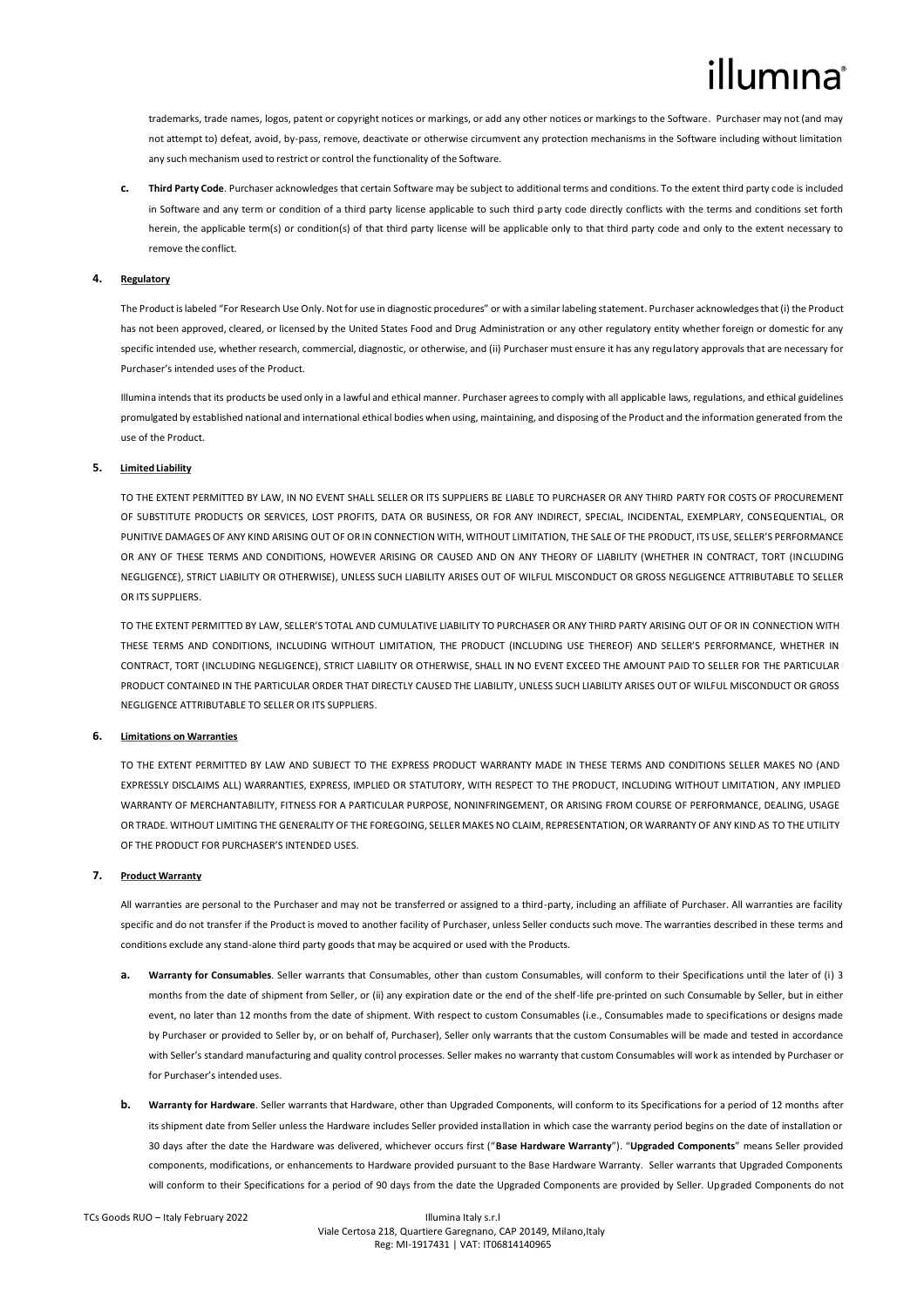trademarks, trade names, logos, patent or copyright notices or markings, or add any other notices or markings to the Software. Purchaser may not (and may not attempt to) defeat, avoid, by-pass, remove, deactivate or otherwise circumvent any protection mechanisms in the Software including without limitation any such mechanism used to restrict or control the functionality of the Software.

**c. Third Party Code**. Purchaser acknowledges that certain Software may be subject to additional terms and conditions. To the extent third party code is included in Software and any term or condition of a third party license applicable to such third party code directly conflicts with the terms and conditions set forth herein, the applicable term(s) or condition(s) of that third party license will be applicable only to that third party code and only to the extent necessary to remove the conflict.

## 4. Regulatory

The Product is labeled "For Research Use Only. Not for use in diagnostic procedures" or with a similar labeling statement. Purchaser acknowledges that (i) the Product has not been approved, cleared, or licensed by the United States Food and Drug Administration or any other regulatory entity whether foreign or domestic for any specific intended use, whether research, commercial, diagnostic, or otherwise, and (ii) Purchaser must ensure it has any regulatory approvals that are necessary for Purchaser's intended uses of the Product.

Illumina intends that its products be used only in a lawful and ethical manner. Purchaser agrees to comply with all applicable laws, regulations, and ethical guidelines promulgated by established national and international ethical bodies when using, maintaining, and disposing of the Product and the information generated from the use of the Product.

## 5. Limited Liability

TO THE EXTENT PERMITTED BY LAW, IN NO EVENT SHALL SELLER OR ITS SUPPLIERS BE LIABLE TO PURCHASER OR ANY THIRD PARTY FOR COSTS OF PROCUREMENT OF SUBSTITUTE PRODUCTS OR SERVICES, LOST PROFITS, DATA OR BUSINESS, OR FOR ANY INDIRECT, SPECIAL, INCIDENTAL, EXEMPLARY, CONSEQUENTIAL, OR PUNITIVE DAMAGES OF ANY KIND ARISING OUT OF OR IN CONNECTION WITH, WITHOUT LIMITATION, THE SALE OF THE PRODUCT, ITS USE, SELLER'S PERFORMANCE OR ANY OF THESE TERMS AND CONDITIONS, HOWEVER ARISING OR CAUSED AND ON ANY THEORY OF LIABILITY (WHETHER IN CONTRACT, TORT (INCLUDING NEGLIGENCE), STRICT LIABILITY OR OTHERWISE), UNLESS SUCH LIABILITY ARISES OUT OF WILFUL MISCONDUCT OR GROSS NEGLIGENCE ATTRIBUTABLE TO SELLER OR ITS SUPPLIERS.

TO THE EXTENT PERMITTED BY LAW, SELLER'S TOTAL AND CUMULATIVE LIABILITY TO PURCHASER OR ANY THIRD PARTY ARISING OUT OF OR IN CONNECTION WITH THESE TERMS AND CONDITIONS, INCLUDING WITHOUT LIMITATION, THE PRODUCT (INCLUDING USE THEREOF) AND SELLER'S PERFORMANCE, WHETHER IN CONTRACT, TORT (INCLUDING NEGLIGENCE), STRICT LIABILITY OR OTHERWISE, SHALL IN NO EVENT EXCEED THE AMOUNT PAID TO SELLER FOR THE PARTICULAR PRODUCT CONTAINED IN THE PARTICULAR ORDER THAT DIRECTLY CAUSED THE LIABILITY, UNLESS SUCH LIABILITY ARISES OUT OF WILFUL MISCONDUCT OR GROSS NEGLIGENCE ATTRIBUTABLE TO SELLER OR ITS SUPPLIERS.

## 6. Limitations on Warranties

TO THE EXTENT PERMITTED BY LAW AND SUBJECT TO THE EXPRESS PRODUCT WARRANTY MADE IN THESE TERMS AND CONDITIONS SELLER MAKES NO (AND EXPRESSLY DISCLAIMS ALL) WARRANTIES, EXPRESS, IMPLIED OR STATUTORY, WITH RESPECT TO THE PRODUCT, INCLUDING WITHOUT LIMITATION, ANY IMPLIED WARRANTY OF MERCHANTABILITY, FITNESS FOR A PARTICULAR PURPOSE, NONINFRINGEMENT, OR ARISING FROM COURSE OF PERFORMANCE, DEALING, USAGE OR TRADE. WITHOUT LIMITING THE GENERALITY OF THE FOREGOING, SELLER MAKES NO CLAIM, REPRESENTATION, OR WARRANTY OF ANY KIND AS TO THE UTILITY OF THE PRODUCT FOR PURCHASER'S INTENDED USES.

## 7. Product Warranty

All warranties are personal to the Purchaser and may not be transferred or assigned to a third-party, including an affiliate of Purchaser. All warranties are facility specific and do not transfer if the Product is moved to another facility of Purchaser, unless Seller conducts such move. The warranties described in these terms and conditions exclude any stand-alone third party goods that may be acquired or used with the Products.

**a. Warranty for Consumables**. Seller warrants that Consumables, other than custom Consumables, will conform to their Specifications until the later of (i) 3 months from the date of shipment from Seller, or (ii) any expiration date or the end of the shelf-life pre-printed on such Consumable by Seller, but in either event, no later than 12 months from the date of shipment. With respect to custom Consumables (i.e., Consumables made to specifications or designs made by Purchaser or provided to Seller by, or on behalf of, Purchaser), Seller only warrants that the custom Consumables will be made and tested in accordance with Seller's standard manufacturing and quality control processes. Seller makes no warranty that custom Consumables will work as intended by Purchaser or for Purchaser's intended uses.

**b. Warranty for Hardware**. Seller warrants that Hardware, other than Upgraded Components, will conform to its Specifications for a period of 12 months after its shipment date from Seller unless the Hardware includes Seller provided installation in which case the warranty period begins on the date of installation or 30 days after the date the Hardware was delivered, whichever occurs first ("**Base Hardware Warranty**"). "**Upgraded Components**" means Seller provided components, modifications, or enhancements to Hardware provided pursuant to the Base Hardware Warranty. Seller warrants that Upgraded Components will conform to their Specifications for a period of 90 days from the date the Upgraded Components are provided by Seller. Upgraded Components do not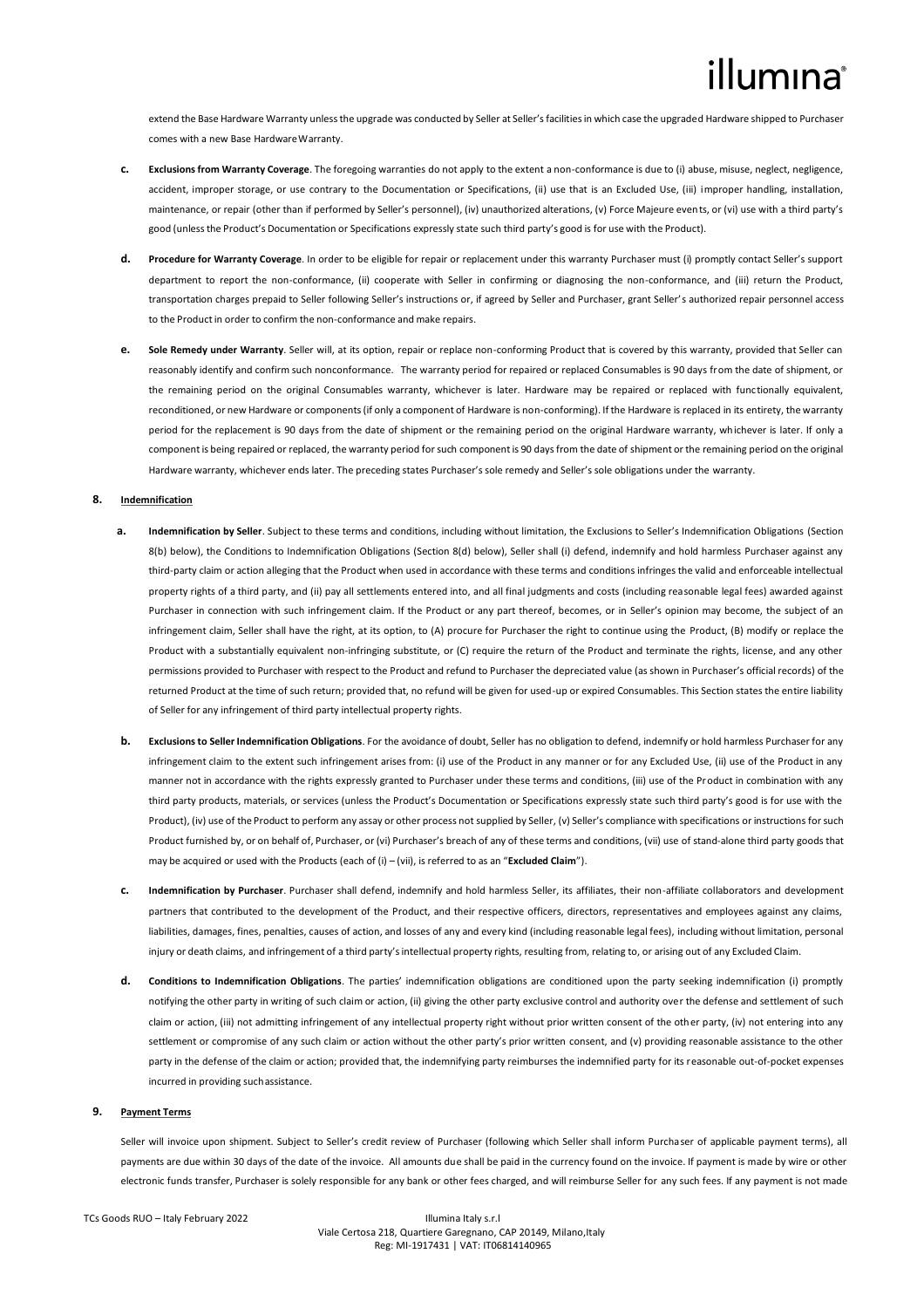extend the Base Hardware Warranty unless the upgrade was conducted by Seller at Seller's facilities in which case the upgraded Hardware shipped to Purchaser comes with a new Base Hardware Warranty.

**c. Exclusions from Warranty Coverage**. The foregoing warranties do not apply to the extent a non-conformance is due to (i) abuse, misuse, neglect, negligence, accident, improper storage, or use contrary to the Documentation or Specifications, (ii) use that is an Excluded Use, (iii) improper handling, installation, maintenance, or repair (other than if performed by Seller's personnel), (iv) unauthorized alterations, (v) Force Majeure events, or (vi) use with a third party's good (unless the Product's Documentation or Specifications expressly state such third party's good is for use with the Product).

**d. Procedure for Warranty Coverage**. In order to be eligible for repair or replacement under this warranty Purchaser must (i) promptly contact Seller's support department to report the non-conformance, (ii) cooperate with Seller in confirming or diagnosing the non-conformance, and (iii) return the Product, transportation charges prepaid to Seller following Seller's instructions or, if agreed by Seller and Purchaser, grant Seller's authorized repair personnel access to the Product in order to confirm the non-conformance and make repairs.

**e. Sole Remedy under Warranty**. Seller will, at its option, repair or replace non-conforming Product that is covered by this warranty, provided that Seller can reasonably identify and confirm such nonconformance. The warranty period for repaired or replaced Consumables is 90 days from the date of shipment, or the remaining period on the original Consumables warranty, whichever is later. Hardware may be repaired or replaced with functionally equivalent, reconditioned, or new Hardware or components (if only a component of Hardware is non-conforming). If the Hardware is replaced in its entirety, the warranty period for the replacement is 90 days from the date of shipment or the remaining period on the original Hardware warranty, whichever is later. If only a component is being repaired or replaced, the warranty period for such component is 90 days from the date of shipment or the remaining period on the original Hardware warranty, whichever ends later. The preceding states Purchaser's sole remedy and Seller's sole obligations under the warranty.

## 8. Indemnification

**a. Indemnification by Seller**. Subject to these terms and conditions, including without limitation, the Exclusions to Seller's Indemnification Obligations (Section 8(b) below), the Conditions to Indemnification Obligations (Section 8(d) below), Seller shall (i) defend, indemnify and hold harmless Purchaser against any third-party claim or action alleging that the Product when used in accordance with these terms and conditions infringes the valid and enforceable intellectual property rights of a third party, and (ii) pay all settlements entered into, and all final judgments and costs (including reasonable legal fees) awarded against Purchaser in connection with such infringement claim. If the Product or any part thereof, becomes, or in Seller's opinion may become, the subject of an infringement claim, Seller shall have the right, at its option, to (A) procure for Purchaser the right to continue using the Product, (B) modify or replace the Product with a substantially equivalent non-infringing substitute, or (C) require the return of the Product and terminate the rights, license, and any other permissions provided to Purchaser with respect to the Product and refund to Purchaser the depreciated value (as shown in Purchaser's official records) of the returned Product at the time of such return; provided that, no refund will be given for used-up or expired Consumables. This Section states the entire liability of Seller for any infringement of third party intellectual property rights.

**b. Exclusions to Seller Indemnification Obligations**. For the avoidance of doubt, Seller has no obligation to defend, indemnify or hold harmless Purchaser for any infringement claim to the extent such infringement arises from: (i) use of the Product in any manner or for any Excluded Use, (ii) use of the Product in any manner not in accordance with the rights expressly granted to Purchaser under these terms and conditions, (iii) use of the Product in combination with any third party products, materials, or services (unless the Product's Documentation or Specifications expressly state such third party's good is for use with the Product), (iv) use of the Product to perform any assay or other process not supplied by Seller, (v) Seller's compliance with specifications or instructions for such Product furnished by, or on behalf of, Purchaser, or (vi) Purchaser's breach of any of these terms and conditions, (vii) use of stand-alone third party goods that may be acquired or used with the Products (each of (i) – (vii), is referred to as an "**Excluded Claim**").

**c. Indemnification by Purchaser**. Purchaser shall defend, indemnify and hold harmless Seller, its affiliates, their non-affiliate collaborators and development partners that contributed to the development of the Product, and their respective officers, directors, representatives and employees against any claims, liabilities, damages, fines, penalties, causes of action, and losses of any and every kind (including reasonable legal fees), including without limitation, personal injury or death claims, and infringement of a third party's intellectual property rights, resulting from, relating to, or arising out of any Excluded Claim.

**d. Conditions to Indemnification Obligations**. The parties' indemnification obligations are conditioned upon the party seeking indemnification (i) promptly notifying the other party in writing of such claim or action, (ii) giving the other party exclusive control and authority over the defense and settlement of such claim or action, (iii) not admitting infringement of any intellectual property right without prior written consent of the other party, (iv) not entering into any settlement or compromise of any such claim or action without the other party's prior written consent, and (v) providing reasonable assistance to the other party in the defense of the claim or action; provided that, the indemnifying party reimburses the indemnified party for its reasonable out-of-pocket expenses incurred in providing such assistance.

## 9. Payment Terms

Seller will invoice upon shipment. Subject to Seller's credit review of Purchaser (following which Seller shall inform Purchaser of applicable payment terms), all payments are due within 30 days of the date of the invoice. All amounts due shall be paid in the currency found on the invoice. If payment is made by wire or other electronic funds transfer, Purchaser is solely responsible for any bank or other fees charged, and will reimburse Seller for any such fees. If any payment is not made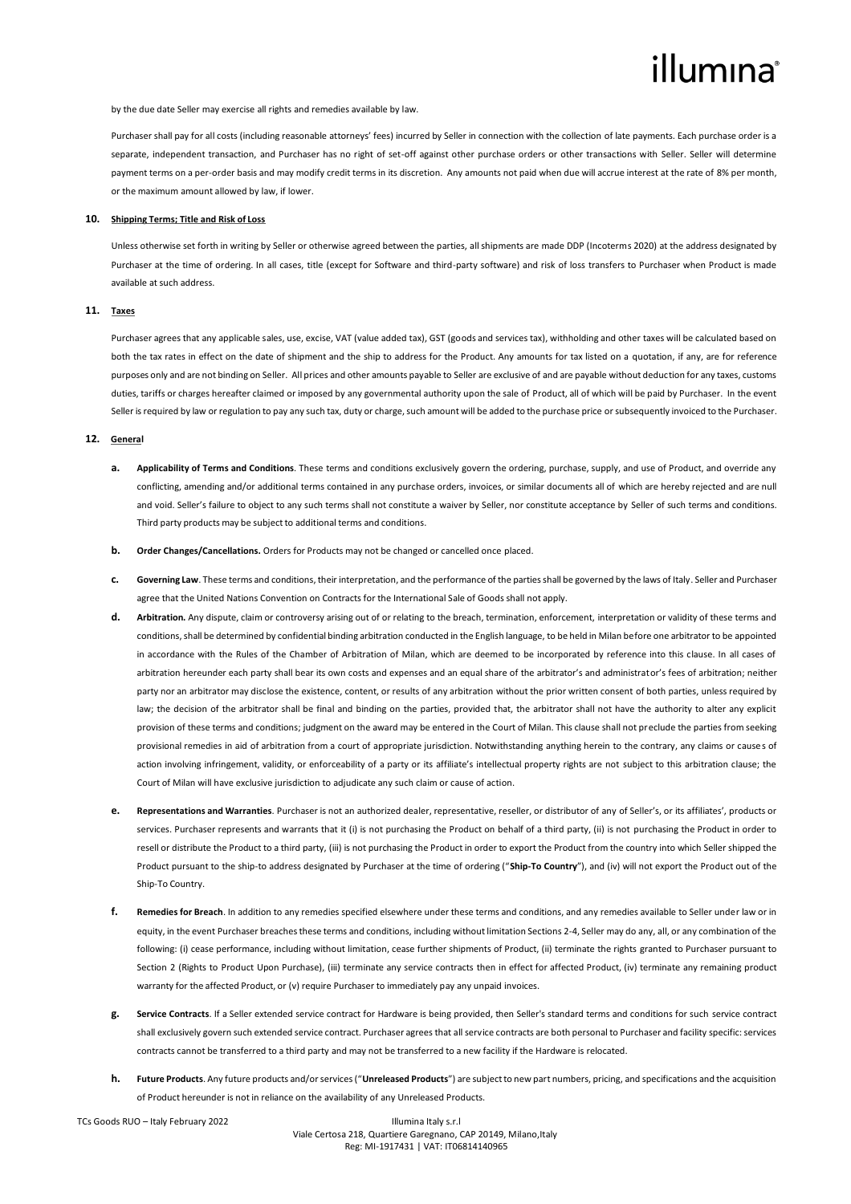by the due date Seller may exercise all rights and remedies available by law.

Purchaser shall pay for all costs (including reasonable attorneys' fees) incurred by Seller in connection with the collection of late payments. Each purchase order is a separate, independent transaction, and Purchaser has no right of set-off against other purchase orders or other transactions with Seller. Seller will determine payment terms on a per-order basis and may modify credit terms in its discretion. Any amounts not paid when due will accrue interest at the rate of 8% per month, or the maximum amount allowed by law, if lower.

**10. Shipping Terms; Title and Risk of Loss**

Unless otherwise set forth in writing by Seller or otherwise agreed between the parties, all shipments are made DDP (Incoterms 2020) at the address designated by Purchaser at the time of ordering. In all cases, title (except for Software and third-party software) and risk of loss transfers to Purchaser when Product is made available at such address.

**11. Taxes**

Purchaser agrees that any applicable sales, use, excise, VAT (value added tax), GST (goods and services tax), withholding and other taxes will be calculated based on both the tax rates in effect on the date of shipment and the ship to address for the Product. Any amounts for tax listed on a quotation, if any, are for reference purposes only and are not binding on Seller. All prices and other amounts payable to Seller are exclusive of and are payable without deduction for any taxes, customs duties, tariffs or charges hereafter claimed or imposed by any governmental authority upon the sale of Product, all of which will be paid by Purchaser. In the event Seller is required by law or regulation to pay any such tax, duty or charge, such amount will be added to the purchase price or subsequently invoiced to the Purchaser.

**12. General**

a. **Applicability of Terms and Conditions**. These terms and conditions exclusively govern the ordering, purchase, supply, and use of Product, and override any conflicting, amending and/or additional terms contained in any purchase orders, invoices, or similar documents all of which are hereby rejected and are null and void. Seller's failure to object to any such terms shall not constitute a waiver by Seller, nor constitute acceptance by Seller of such terms and conditions. Third party products may be subject to additional terms and conditions.

b. **Order Changes/Cancellations.** Orders for Products may not be changed or cancelled once placed.

c. **Governing Law**. These terms and conditions, their interpretation, and the performance of the parties shall be governed by the laws of Italy. Seller and Purchaser agree that the United Nations Convention on Contracts for the International Sale of Goods shall not apply.

d. **Arbitration.** Any dispute, claim or controversy arising out of or relating to the breach, termination, enforcement, interpretation or validity of these terms and conditions, shall be determined by confidential binding arbitration conducted in the English language, to be held in Milan before one arbitrator to be appointed in accordance with the Rules of the Chamber of Arbitration of Milan, which are deemed to be incorporated by reference into this clause. In all cases of arbitration hereunder each party shall bear its own costs and expenses and an equal share of the arbitrator's and administrator's fees of arbitration; neither party nor an arbitrator may disclose the existence, content, or results of any arbitration without the prior written consent of both parties, unless required by law; the decision of the arbitrator shall be final and binding on the parties, provided that, the arbitrator shall not have the authority to alter any explicit provision of these terms and conditions; judgment on the award may be entered in the Court of Milan. This clause shall not preclude the parties from seeking provisional remedies in aid of arbitration from a court of appropriate jurisdiction. Notwithstanding anything herein to the contrary, any claims or causes of action involving infringement, validity, or enforceability of a party or its affiliate's intellectual property rights are not subject to this arbitration clause; the Court of Milan will have exclusive jurisdiction to adjudicate any such claim or cause of action.

e. **Representations and Warranties**. Purchaser is not an authorized dealer, representative, reseller, or distributor of any of Seller's, or its affiliates', products or services. Purchaser represents and warrants that it (i) is not purchasing the Product on behalf of a third party, (ii) is not purchasing the Product in order to resell or distribute the Product to a third party, (iii) is not purchasing the Product in order to export the Product from the country into which Seller shipped the Product pursuant to the ship-to address designated by Purchaser at the time of ordering ("**Ship-To Country**"), and (iv) will not export the Product out of the Ship-To Country.

f. **Remedies for Breach**. In addition to any remedies specified elsewhere under these terms and conditions, and any remedies available to Seller under law or in equity, in the event Purchaser breaches these terms and conditions, including without limitation Sections 2-4, Seller may do any, all, or any combination of the following: (i) cease performance, including without limitation, cease further shipments of Product, (ii) terminate the rights granted to Purchaser pursuant to Section 2 (Rights to Product Upon Purchase), (iii) terminate any service contracts then in effect for affected Product, (iv) terminate any remaining product warranty for the affected Product, or (v) require Purchaser to immediately pay any unpaid invoices.

g. **Service Contracts**. If a Seller extended service contract for Hardware is being provided, then Seller's standard terms and conditions for such service contract shall exclusively govern such extended service contract. Purchaser agrees that all service contracts are both personal to Purchaser and facility specific: services contracts cannot be transferred to a third party and may not be transferred to a new facility if the Hardware is relocated.

h. **Future Products**. Any future products and/or services ("**Unreleased Products**") are subject to new part numbers, pricing, and specifications and the acquisition of Product hereunder is not in reliance on the availability of any Unreleased Products.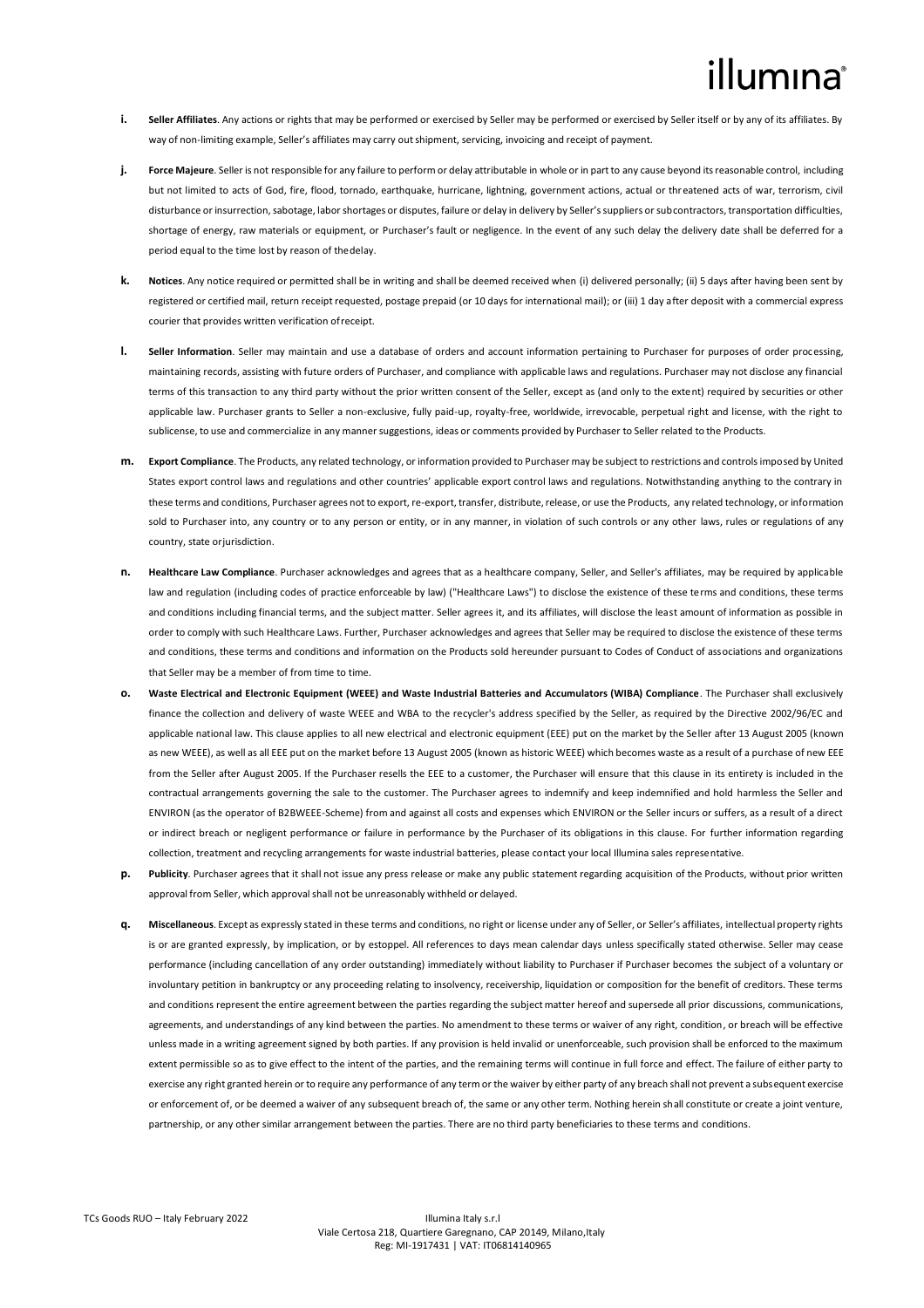i. **Seller Affiliates**. Any actions or rights that may be performed or exercised by Seller may be performed or exercised by Seller itself or by any of its affiliates. By way of non-limiting example, Seller's affiliates may carry out shipment, servicing, invoicing and receipt of payment.

j. **Force Majeure**. Seller is not responsible for any failure to perform or delay attributable in whole or in part to any cause beyond its reasonable control, including but not limited to acts of God, fire, flood, tornado, earthquake, hurricane, lightning, government actions, actual or threatened acts of war, terrorism, civil disturbance or insurrection, sabotage, labor shortages or disputes, failure or delay in delivery by Seller's suppliers or subcontractors, transportation difficulties, shortage of energy, raw materials or equipment, or Purchaser's fault or negligence. In the event of any such delay the delivery date shall be deferred for a period equal to the time lost by reason of the delay.

k. **Notices**. Any notice required or permitted shall be in writing and shall be deemed received when (i) delivered personally; (ii) 5 days after having been sent by registered or certified mail, return receipt requested, postage prepaid (or 10 days for international mail); or (iii) 1 day after deposit with a commercial express courier that provides written verification of receipt.

l. **Seller Information**. Seller may maintain and use a database of orders and account information pertaining to Purchaser for purposes of order processing, maintaining records, assisting with future orders of Purchaser, and compliance with applicable laws and regulations. Purchaser may not disclose any financial terms of this transaction to any third party without the prior written consent of the Seller, except as (and only to the extent) required by securities or other applicable law. Purchaser grants to Seller a non-exclusive, fully paid-up, royalty-free, worldwide, irrevocable, perpetual right and license, with the right to sublicense, to use and commercialize in any manner suggestions, ideas or comments provided by Purchaser to Seller related to the Products.

m. **Export Compliance**. The Products, any related technology, or information provided to Purchaser may be subject to restrictions and controls imposed by United States export control laws and regulations and other countries' applicable export control laws and regulations. Notwithstanding anything to the contrary in these terms and conditions, Purchaser agrees not to export, re-export, transfer, distribute, release, or use the Products, any related technology, or information sold to Purchaser into, any country or to any person or entity, or in any manner, in violation of such controls or any other laws, rules or regulations of any country, state or jurisdiction.

n. **Healthcare Law Compliance**. Purchaser acknowledges and agrees that as a healthcare company, Seller, and Seller's affiliates, may be required by applicable law and regulation (including codes of practice enforceable by law) ("Healthcare Laws") to disclose the existence of these terms and conditions, these terms and conditions including financial terms, and the subject matter. Seller agrees it, and its affiliates, will disclose the least amount of information as possible in order to comply with such Healthcare Laws. Further, Purchaser acknowledges and agrees that Seller may be required to disclose the existence of these terms and conditions, these terms and conditions and information on the Products sold hereunder pursuant to Codes of Conduct of associations and organizations that Seller may be a member of from time to time.

o. **Waste Electrical and Electronic Equipment (WEEE) and Waste Industrial Batteries and Accumulators (WIBA) Compliance**. The Purchaser shall exclusively finance the collection and delivery of waste WEEE and WBA to the recycler's address specified by the Seller, as required by the Directive 2002/96/EC and applicable national law. This clause applies to all new electrical and electronic equipment (EEE) put on the market by the Seller after 13 August 2005 (known as new WEEE), as well as all EEE put on the market before 13 August 2005 (known as historic WEEE) which becomes waste as a result of a purchase of new EEE from the Seller after August 2005. If the Purchaser resells the EEE to a customer, the Purchaser will ensure that this clause in its entirety is included in the contractual arrangements governing the sale to the customer. The Purchaser agrees to indemnify and keep indemnified and hold harmless the Seller and ENVIRON (as the operator of B2BWEEE-Scheme) from and against all costs and expenses which ENVIRON or the Seller incurs or suffers, as a result of a direct or indirect breach or negligent performance or failure in performance by the Purchaser of its obligations in this clause. For further information regarding collection, treatment and recycling arrangements for waste industrial batteries, please contact your local Illumina sales representative.

p. **Publicity**. Purchaser agrees that it shall not issue any press release or make any public statement regarding acquisition of the Products, without prior written approval from Seller, which approval shall not be unreasonably withheld or delayed.

q. **Miscellaneous**. Except as expressly stated in these terms and conditions, no right or license under any of Seller, or Seller's affiliates, intellectual property rights is or are granted expressly, by implication, or by estoppel. All references to days mean calendar days unless specifically stated otherwise. Seller may cease performance (including cancellation of any order outstanding) immediately without liability to Purchaser if Purchaser becomes the subject of a voluntary or involuntary petition in bankruptcy or any proceeding relating to insolvency, receivership, liquidation or composition for the benefit of creditors. These terms and conditions represent the entire agreement between the parties regarding the subject matter hereof and supersede all prior discussions, communications, agreements, and understandings of any kind between the parties. No amendment to these terms or waiver of any right, condition, or breach will be effective unless made in a writing agreement signed by both parties. If any provision is held invalid or unenforceable, such provision shall be enforced to the maximum extent permissible so as to give effect to the intent of the parties, and the remaining terms will continue in full force and effect. The failure of either party to exercise any right granted herein or to require any performance of any term or the waiver by either party of any breach shall not prevent a subsequent exercise or enforcement of, or be deemed a waiver of any subsequent breach of, the same or any other term. Nothing herein shall constitute or create a joint venture, partnership, or any other similar arrangement between the parties. There are no third party beneficiaries to these terms and conditions.